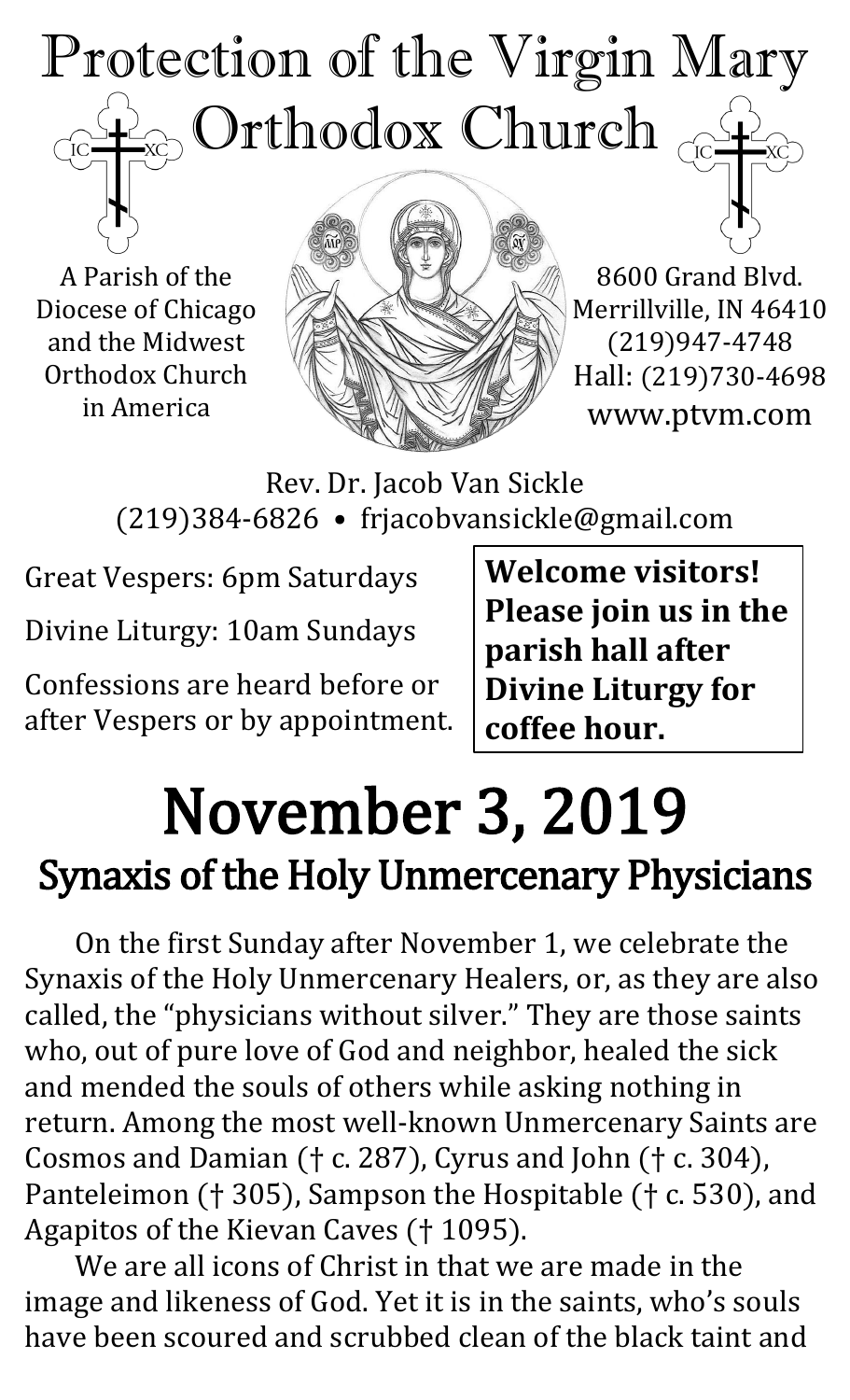# Protection of the Virgin Mary Orthodox Church

A Parish of the Diocese of Chicago and the Midwest Orthodox Church in America

8600 Grand Blvd.
Merrillville, IN 46410
(219)947-4748
Hall: (219)730-4698
www.ptvm.com

Rev. Dr. Jacob Van Sickle
(219)384-6826 • frjacobvansickle@gmail.com

Great Vespers: 6pm Saturdays

Divine Liturgy: 10am Sundays

Confessions are heard before or after Vespers or by appointment.

**Welcome visitors! Please join us in the parish hall after Divine Liturgy for coffee hour.**

# November 3, 2019

## Synaxis of the Holy Unmercenary Physicians

On the first Sunday after November 1, we celebrate the Synaxis of the Holy Unmercenary Healers, or, as they are also called, the "physicians without silver." They are those saints who, out of pure love of God and neighbor, healed the sick and mended the souls of others while asking nothing in return. Among the most well-known Unmercenary Saints are Cosmos and Damian († c. 287), Cyrus and John († c. 304), Panteleimon († 305), Sampson the Hospitable († c. 530), and Agapitos of the Kievan Caves († 1095).

We are all icons of Christ in that we are made in the image and likeness of God. Yet it is in the saints, who's souls have been scoured and scrubbed clean of the black taint and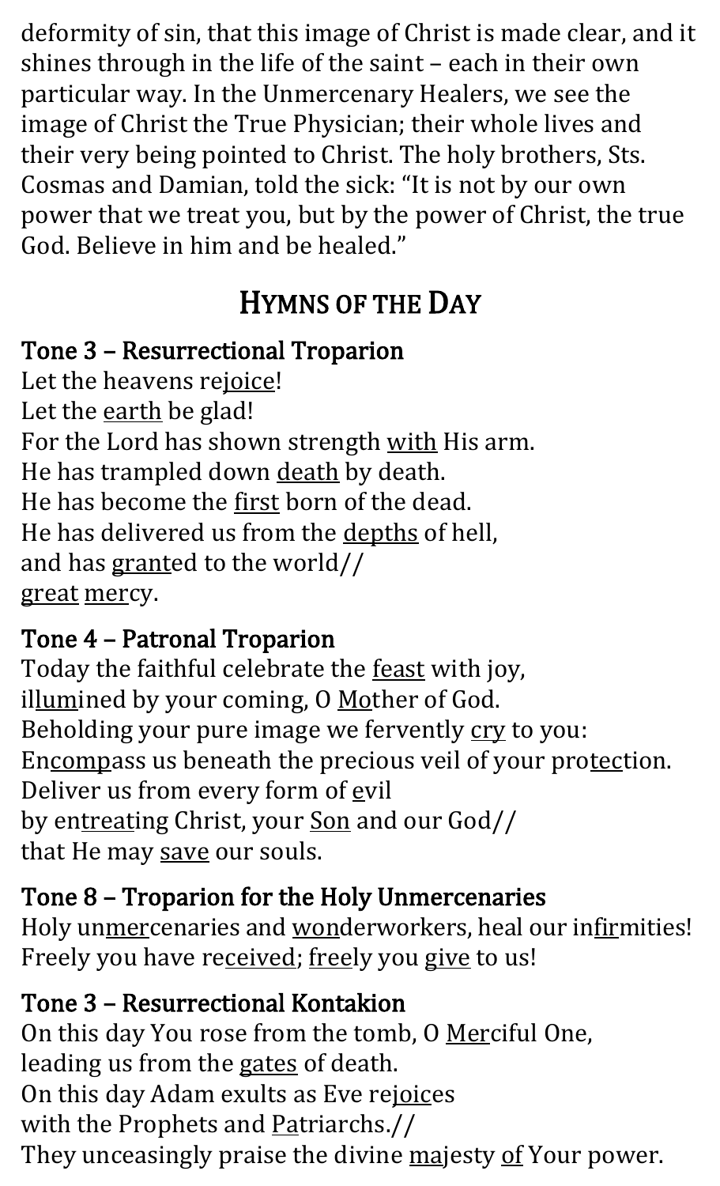deformity of sin, that this image of Christ is made clear, and it shines through in the life of the saint – each in their own particular way. In the Unmercenary Healers, we see the image of Christ the True Physician; their whole lives and their very being pointed to Christ. The holy brothers, Sts. Cosmas and Damian, told the sick: "It is not by our own power that we treat you, but by the power of Christ, the true God. Believe in him and be healed."

## HYMNS OF THE DAY

### Tone 3 – Resurrectional Troparion

Let the heavens re<u>joice</u>!
Let the <u>earth</u> be glad!
For the Lord has shown strength <u>with</u> His arm.
He has trampled down <u>death</u> by death.
He has become the <u>first</u> born of the dead.
He has delivered us from the <u>depths</u> of hell,
and has <u>grant</u>ed to the world//
<u>great</u> <u>mer</u>cy.

### Tone 4 – Patronal Troparion

Today the faithful celebrate the <u>feast</u> with joy,
il<u>lum</u>ined by your coming, O <u>Mo</u>ther of God.
Beholding your pure image we fervently <u>cry</u> to you:
En<u>comp</u>ass us beneath the precious veil of your pro<u>tec</u>tion.
Deliver us from every form of <u>e</u>vil
by en<u>treat</u>ing Christ, your <u>Son</u> and our God//
that He may <u>save</u> our souls.

### Tone 8 – Troparion for the Holy Unmercenaries

Holy un<u>mer</u>cenaries and <u>won</u>derworkers, heal our in<u>fir</u>mities!
Freely you have re<u>ceived</u>; <u>free</u>ly you <u>give</u> to us!

### Tone 3 – Resurrectional Kontakion

On this day You rose from the tomb, O <u>Mer</u>ciful One,
leading us from the <u>gates</u> of death.
On this day Adam exults as Eve re<u>joic</u>es
with the Prophets and <u>Pa</u>triarchs.//
They unceasingly praise the divine <u>ma</u>jesty <u>of</u> Your power.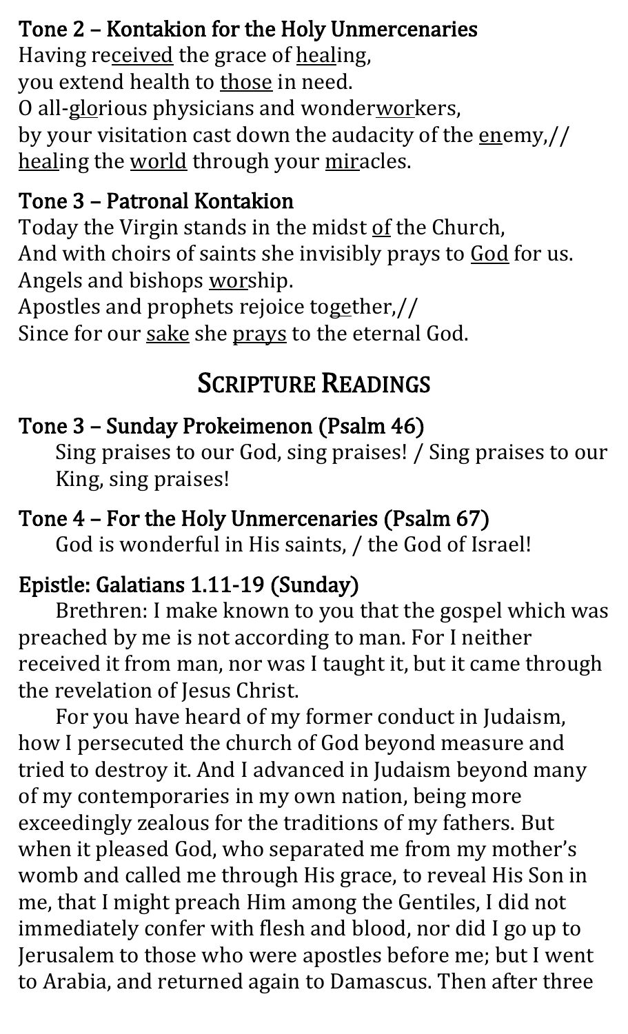### Tone 2 – Kontakion for the Holy Unmercenaries

Having re<u>ceived</u> the grace of <u>heal</u>ing,
you extend health to <u>those</u> in need.
O all-<u>glo</u>rious physicians and wonder<u>wor</u>kers,
by your visitation cast down the audacity of the <u>en</u>emy,//
<u>heal</u>ing the <u>world</u> through your <u>mir</u>acles.

### Tone 3 – Patronal Kontakion

Today the Virgin stands in the midst <u>of</u> the Church,
And with choirs of saints she invisibly prays to <u>God</u> for us.
Angels and bishops <u>wor</u>ship.
Apostles and prophets rejoice to<u>ge</u>ther,//
Since for our <u>sake</u> she <u>prays</u> to the eternal God.

## Scripture Readings

### Tone 3 – Sunday Prokeimenon (Psalm 46)

Sing praises to our God, sing praises! / Sing praises to our King, sing praises!

### Tone 4 – For the Holy Unmercenaries (Psalm 67)

God is wonderful in His saints, / the God of Israel!

### Epistle: Galatians 1.11-19 (Sunday)

Brethren: I make known to you that the gospel which was preached by me is not according to man. For I neither received it from man, nor was I taught it, but it came through the revelation of Jesus Christ.

For you have heard of my former conduct in Judaism, how I persecuted the church of God beyond measure and tried to destroy it. And I advanced in Judaism beyond many of my contemporaries in my own nation, being more exceedingly zealous for the traditions of my fathers. But when it pleased God, who separated me from my mother's womb and called me through His grace, to reveal His Son in me, that I might preach Him among the Gentiles, I did not immediately confer with flesh and blood, nor did I go up to Jerusalem to those who were apostles before me; but I went to Arabia, and returned again to Damascus. Then after three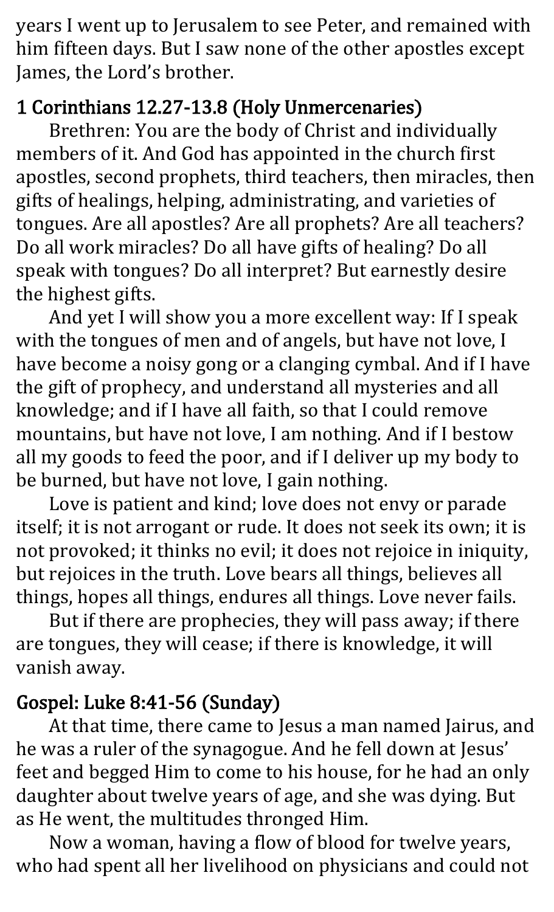years I went up to Jerusalem to see Peter, and remained with him fifteen days. But I saw none of the other apostles except James, the Lord's brother.

### 1 Corinthians 12.27-13.8 (Holy Unmercenaries)

Brethren: You are the body of Christ and individually members of it. And God has appointed in the church first apostles, second prophets, third teachers, then miracles, then gifts of healings, helping, administrating, and varieties of tongues. Are all apostles? Are all prophets? Are all teachers? Do all work miracles? Do all have gifts of healing? Do all speak with tongues? Do all interpret? But earnestly desire the highest gifts.

And yet I will show you a more excellent way: If I speak with the tongues of men and of angels, but have not love, I have become a noisy gong or a clanging cymbal. And if I have the gift of prophecy, and understand all mysteries and all knowledge; and if I have all faith, so that I could remove mountains, but have not love, I am nothing. And if I bestow all my goods to feed the poor, and if I deliver up my body to be burned, but have not love, I gain nothing.

Love is patient and kind; love does not envy or parade itself; it is not arrogant or rude. It does not seek its own; it is not provoked; it thinks no evil; it does not rejoice in iniquity, but rejoices in the truth. Love bears all things, believes all things, hopes all things, endures all things. Love never fails.

But if there are prophecies, they will pass away; if there are tongues, they will cease; if there is knowledge, it will vanish away.

### Gospel: Luke 8:41-56 (Sunday)

At that time, there came to Jesus a man named Jairus, and he was a ruler of the synagogue. And he fell down at Jesus' feet and begged Him to come to his house, for he had an only daughter about twelve years of age, and she was dying. But as He went, the multitudes thronged Him.

Now a woman, having a flow of blood for twelve years, who had spent all her livelihood on physicians and could not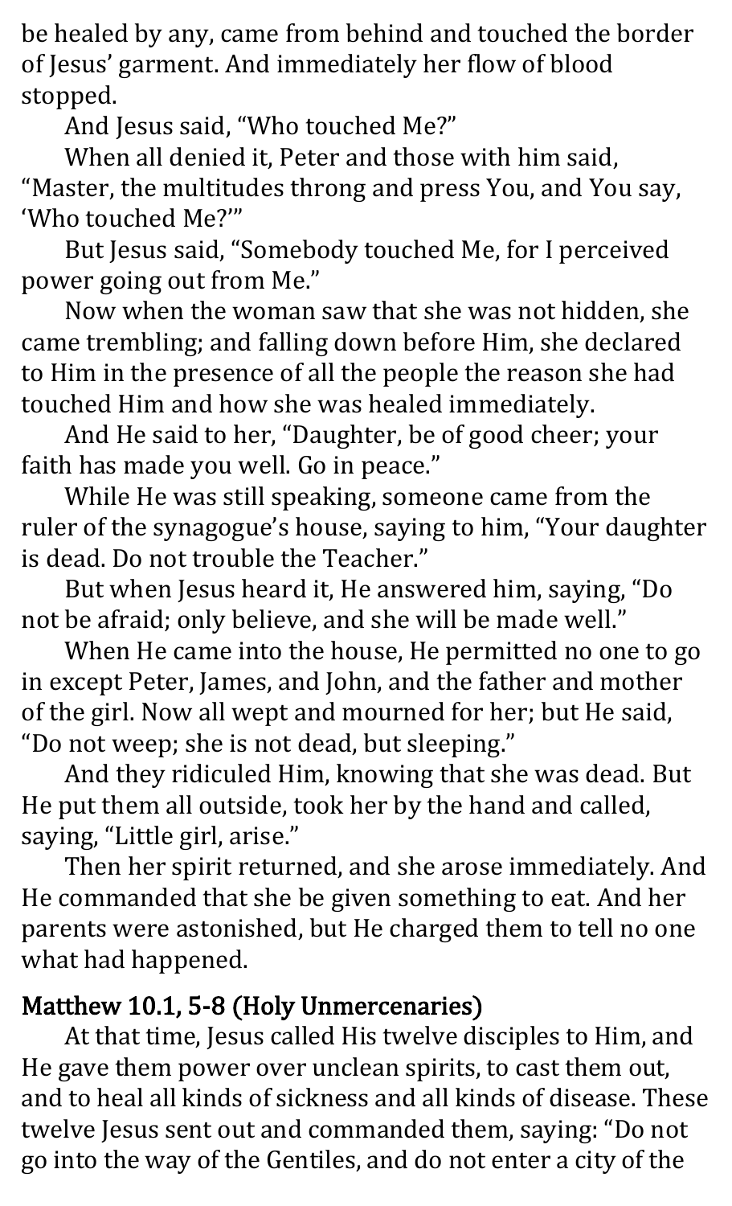be healed by any, came from behind and touched the border of Jesus' garment. And immediately her flow of blood stopped.

And Jesus said, "Who touched Me?"

When all denied it, Peter and those with him said, "Master, the multitudes throng and press You, and You say, 'Who touched Me?'"

But Jesus said, "Somebody touched Me, for I perceived power going out from Me."

Now when the woman saw that she was not hidden, she came trembling; and falling down before Him, she declared to Him in the presence of all the people the reason she had touched Him and how she was healed immediately.

And He said to her, "Daughter, be of good cheer; your faith has made you well. Go in peace."

While He was still speaking, someone came from the ruler of the synagogue's house, saying to him, "Your daughter is dead. Do not trouble the Teacher."

But when Jesus heard it, He answered him, saying, "Do not be afraid; only believe, and she will be made well."

When He came into the house, He permitted no one to go in except Peter, James, and John, and the father and mother of the girl. Now all wept and mourned for her; but He said, "Do not weep; she is not dead, but sleeping."

And they ridiculed Him, knowing that she was dead. But He put them all outside, took her by the hand and called, saying, "Little girl, arise."

Then her spirit returned, and she arose immediately. And He commanded that she be given something to eat. And her parents were astonished, but He charged them to tell no one what had happened.

## Matthew 10.1, 5-8 (Holy Unmercenaries)

At that time, Jesus called His twelve disciples to Him, and He gave them power over unclean spirits, to cast them out, and to heal all kinds of sickness and all kinds of disease. These twelve Jesus sent out and commanded them, saying: "Do not go into the way of the Gentiles, and do not enter a city of the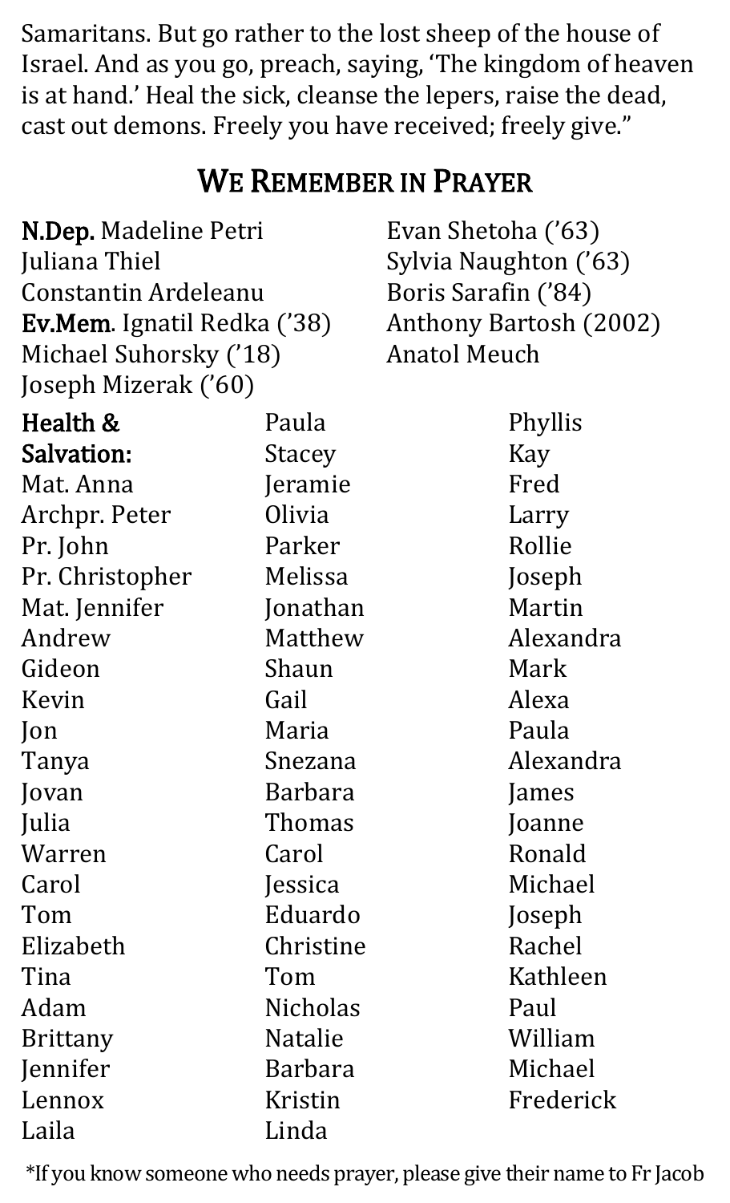Samaritans. But go rather to the lost sheep of the house of Israel. And as you go, preach, saying, 'The kingdom of heaven is at hand.' Heal the sick, cleanse the lepers, raise the dead, cast out demons. Freely you have received; freely give."

## We Remember in Prayer

**N.Dep.** Madeline Petri
Juliana Thiel
Constantin Ardeleanu
**Ev.Mem.** Ignatil Redka ('38)
Michael Suhorsky ('18)
Joseph Mizerak ('60)
Evan Shetoha ('63)
Sylvia Naughton ('63)
Boris Sarafin ('84)
Anthony Bartosh (2002)
Anatol Meuch

**Health & Salvation:**
Mat. Anna
Archpr. Peter
Pr. John
Pr. Christopher
Mat. Jennifer
Andrew
Gideon
Kevin
Jon
Tanya
Jovan
Julia
Warren
Carol
Tom
Elizabeth
Tina
Adam
Brittany
Jennifer
Lennox
Laila
Paula
Stacey
Jeramie
Olivia
Parker
Melissa
Jonathan
Matthew
Shaun
Gail
Maria
Snezana
Barbara
Thomas
Carol
Jessica
Eduardo
Christine
Tom
Nicholas
Natalie
Barbara
Kristin
Linda
Phyllis
Kay
Fred
Larry
Rollie
Joseph
Martin
Alexandra
Mark
Alexa
Paula
Alexandra
James
Joanne
Ronald
Michael
Joseph
Rachel
Kathleen
Paul
William
Michael
Frederick

*If you know someone who needs prayer, please give their name to Fr Jacob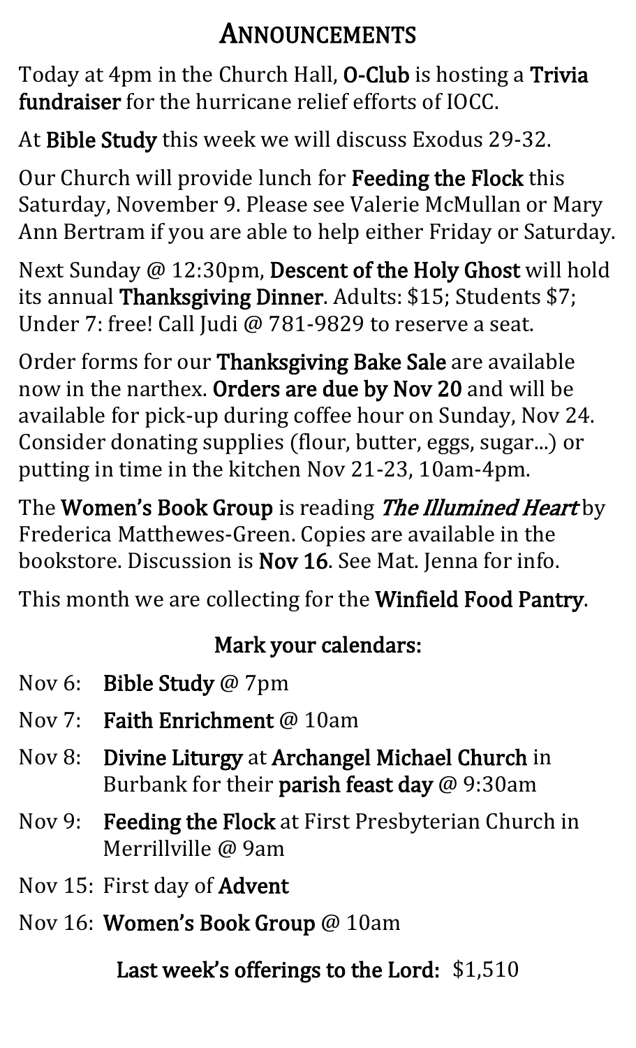# ANNOUNCEMENTS

Today at 4pm in the Church Hall, **O-Club** is hosting a **Trivia fundraiser** for the hurricane relief efforts of IOCC.

At **Bible Study** this week we will discuss Exodus 29-32.

Our Church will provide lunch for **Feeding the Flock** this Saturday, November 9. Please see Valerie McMullan or Mary Ann Bertram if you are able to help either Friday or Saturday.

Next Sunday @ 12:30pm, **Descent of the Holy Ghost** will hold its annual **Thanksgiving Dinner**. Adults: $15; Students $7; Under 7: free! Call Judi @ 781-9829 to reserve a seat.

Order forms for our **Thanksgiving Bake Sale** are available now in the narthex. **Orders are due by Nov 20** and will be available for pick-up during coffee hour on Sunday, Nov 24. Consider donating supplies (flour, butter, eggs, sugar...) or putting in time in the kitchen Nov 21-23, 10am-4pm.

The **Women's Book Group** is reading ***The Illumined Heart*** by Frederica Matthewes-Green. Copies are available in the bookstore. Discussion is **Nov 16**. See Mat. Jenna for info.

This month we are collecting for the **Winfield Food Pantry**.

## Mark your calendars:

- Nov 6: **Bible Study** @ 7pm
- Nov 7: **Faith Enrichment** @ 10am
- Nov 8: **Divine Liturgy** at **Archangel Michael Church** in Burbank for their **parish feast day** @ 9:30am
- Nov 9: **Feeding the Flock** at First Presbyterian Church in Merrillville @ 9am
- Nov 15: First day of **Advent**
- Nov 16: **Women's Book Group** @ 10am

**Last week's offerings to the Lord:** $1,510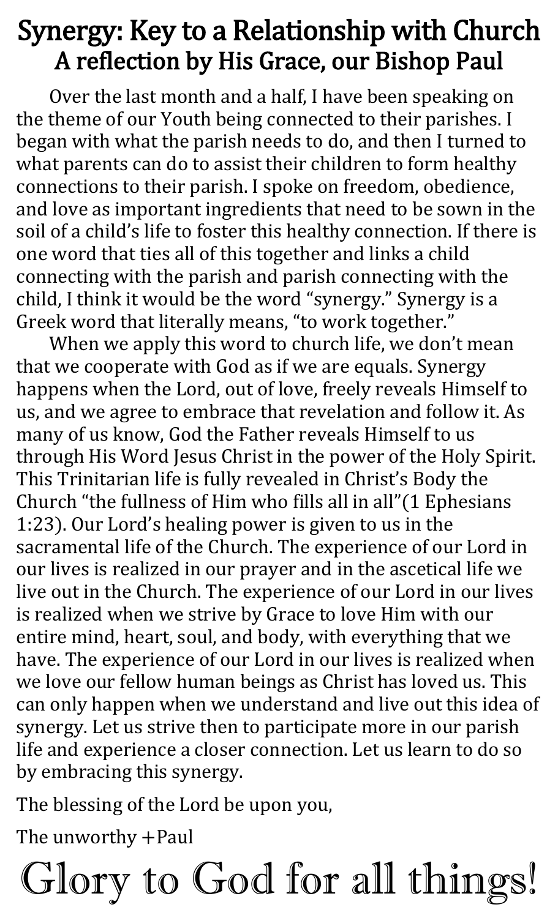# Synergy: Key to a Relationship with Church

## A reflection by His Grace, our Bishop Paul

Over the last month and a half, I have been speaking on the theme of our Youth being connected to their parishes. I began with what the parish needs to do, and then I turned to what parents can do to assist their children to form healthy connections to their parish. I spoke on freedom, obedience, and love as important ingredients that need to be sown in the soil of a child's life to foster this healthy connection. If there is one word that ties all of this together and links a child connecting with the parish and parish connecting with the child, I think it would be the word "synergy." Synergy is a Greek word that literally means, "to work together."

When we apply this word to church life, we don't mean that we cooperate with God as if we are equals. Synergy happens when the Lord, out of love, freely reveals Himself to us, and we agree to embrace that revelation and follow it. As many of us know, God the Father reveals Himself to us through His Word Jesus Christ in the power of the Holy Spirit. This Trinitarian life is fully revealed in Christ's Body the Church "the fullness of Him who fills all in all"(1 Ephesians 1:23). Our Lord's healing power is given to us in the sacramental life of the Church. The experience of our Lord in our lives is realized in our prayer and in the ascetical life we live out in the Church. The experience of our Lord in our lives is realized when we strive by Grace to love Him with our entire mind, heart, soul, and body, with everything that we have. The experience of our Lord in our lives is realized when we love our fellow human beings as Christ has loved us. This can only happen when we understand and live out this idea of synergy. Let us strive then to participate more in our parish life and experience a closer connection. Let us learn to do so by embracing this synergy.

The blessing of the Lord be upon you,

The unworthy +Paul

# Glory to God for all things!